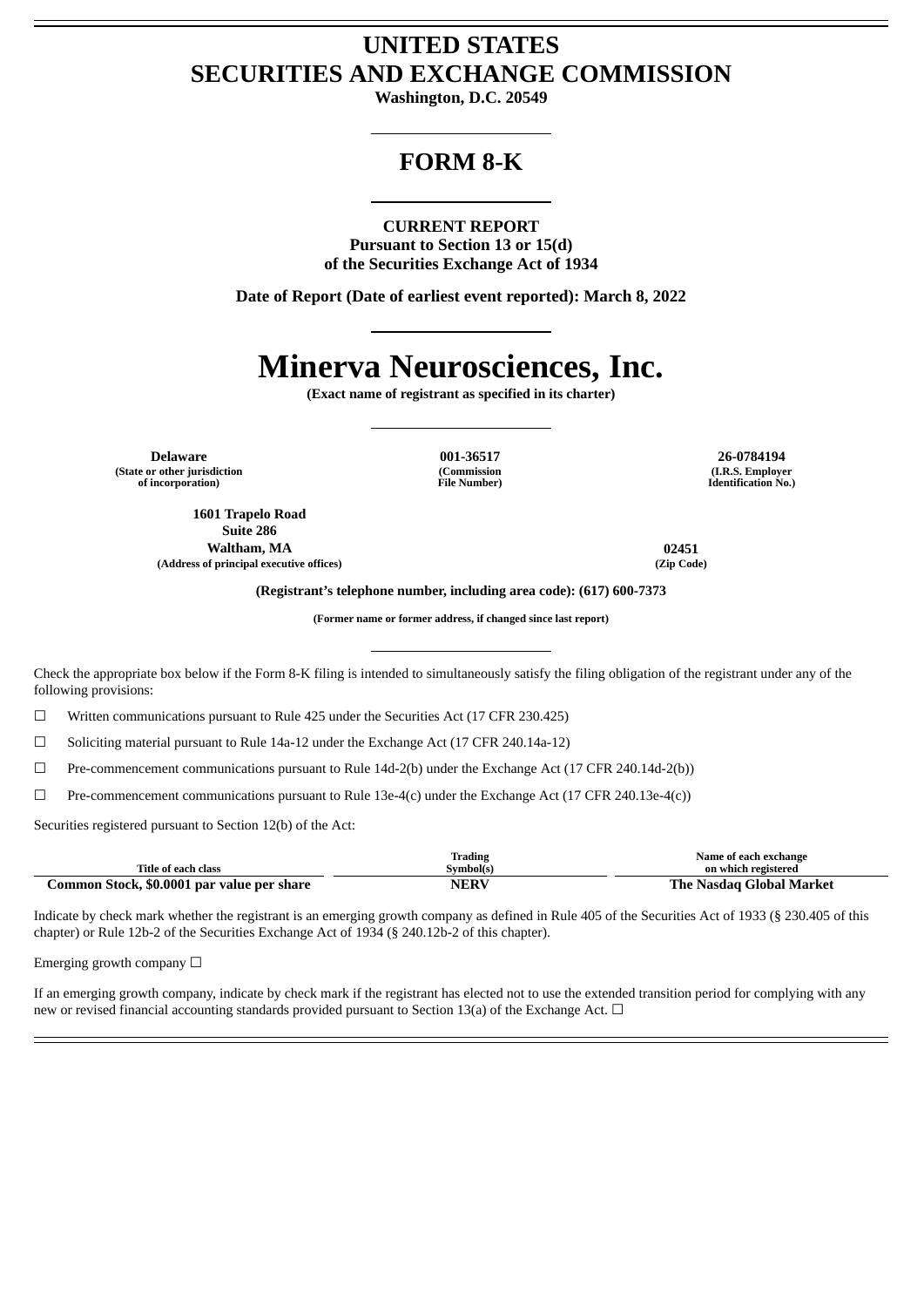# UNITED STATES
# SECURITIES AND EXCHANGE COMMISSION

**Washington, D.C. 20549**

## FORM 8-K

**CURRENT REPORT**
**Pursuant to Section 13 or 15(d)**
**of the Securities Exchange Act of 1934**

**Date of Report (Date of earliest event reported): March 8, 2022**

# Minerva Neurosciences, Inc.

**(Exact name of registrant as specified in its charter)**

| **Delaware** | **001-36517** | **26-0784194** |
|---|---|---|
| **(State or other jurisdiction of incorporation)** | **(Commission File Number)** | **(I.R.S. Employer Identification No.)** |

| **1601 Trapelo Road Suite 286 Waltham, MA** | **02451** |
|---|---|
| **(Address of principal executive offices)** | **(Zip Code)** |

**(Registrant's telephone number, including area code): (617) 600-7373**

**(Former name or former address, if changed since last report)**

Check the appropriate box below if the Form 8-K filing is intended to simultaneously satisfy the filing obligation of the registrant under any of the following provisions:

☐ Written communications pursuant to Rule 425 under the Securities Act (17 CFR 230.425)

☐ Soliciting material pursuant to Rule 14a-12 under the Exchange Act (17 CFR 240.14a-12)

☐ Pre-commencement communications pursuant to Rule 14d-2(b) under the Exchange Act (17 CFR 240.14d-2(b))

☐ Pre-commencement communications pursuant to Rule 13e-4(c) under the Exchange Act (17 CFR 240.13e-4(c))

Securities registered pursuant to Section 12(b) of the Act:

| Title of each class | Trading Symbol(s) | Name of each exchange on which registered |
|---|---|---|
| **Common Stock, $0.0001 par value per share** | **NERV** | **The Nasdaq Global Market** |

Indicate by check mark whether the registrant is an emerging growth company as defined in Rule 405 of the Securities Act of 1933 (§ 230.405 of this chapter) or Rule 12b-2 of the Securities Exchange Act of 1934 (§ 240.12b-2 of this chapter).

Emerging growth company ☐

If an emerging growth company, indicate by check mark if the registrant has elected not to use the extended transition period for complying with any new or revised financial accounting standards provided pursuant to Section 13(a) of the Exchange Act. ☐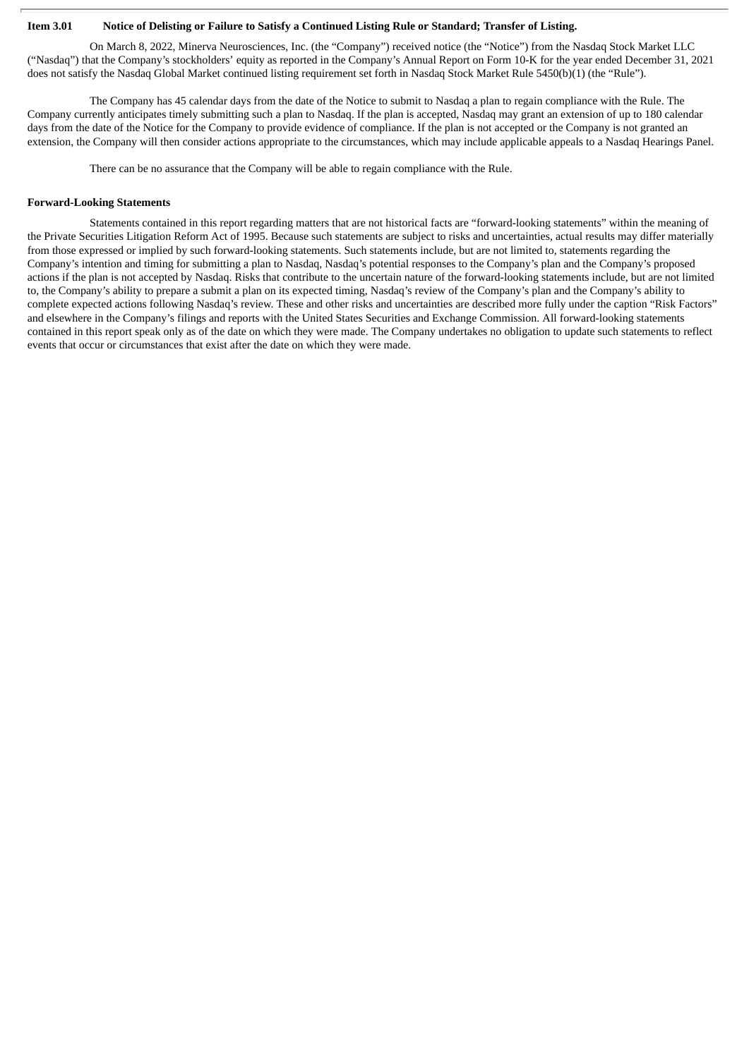**Item 3.01 Notice of Delisting or Failure to Satisfy a Continued Listing Rule or Standard; Transfer of Listing.**

On March 8, 2022, Minerva Neurosciences, Inc. (the "Company") received notice (the "Notice") from the Nasdaq Stock Market LLC ("Nasdaq") that the Company's stockholders' equity as reported in the Company's Annual Report on Form 10-K for the year ended December 31, 2021 does not satisfy the Nasdaq Global Market continued listing requirement set forth in Nasdaq Stock Market Rule 5450(b)(1) (the "Rule").

The Company has 45 calendar days from the date of the Notice to submit to Nasdaq a plan to regain compliance with the Rule. The Company currently anticipates timely submitting such a plan to Nasdaq. If the plan is accepted, Nasdaq may grant an extension of up to 180 calendar days from the date of the Notice for the Company to provide evidence of compliance. If the plan is not accepted or the Company is not granted an extension, the Company will then consider actions appropriate to the circumstances, which may include applicable appeals to a Nasdaq Hearings Panel.

There can be no assurance that the Company will be able to regain compliance with the Rule.

**Forward-Looking Statements**

Statements contained in this report regarding matters that are not historical facts are "forward-looking statements" within the meaning of the Private Securities Litigation Reform Act of 1995. Because such statements are subject to risks and uncertainties, actual results may differ materially from those expressed or implied by such forward-looking statements. Such statements include, but are not limited to, statements regarding the Company's intention and timing for submitting a plan to Nasdaq, Nasdaq's potential responses to the Company's plan and the Company's proposed actions if the plan is not accepted by Nasdaq. Risks that contribute to the uncertain nature of the forward-looking statements include, but are not limited to, the Company's ability to prepare a submit a plan on its expected timing, Nasdaq's review of the Company's plan and the Company's ability to complete expected actions following Nasdaq's review. These and other risks and uncertainties are described more fully under the caption "Risk Factors" and elsewhere in the Company's filings and reports with the United States Securities and Exchange Commission. All forward-looking statements contained in this report speak only as of the date on which they were made. The Company undertakes no obligation to update such statements to reflect events that occur or circumstances that exist after the date on which they were made.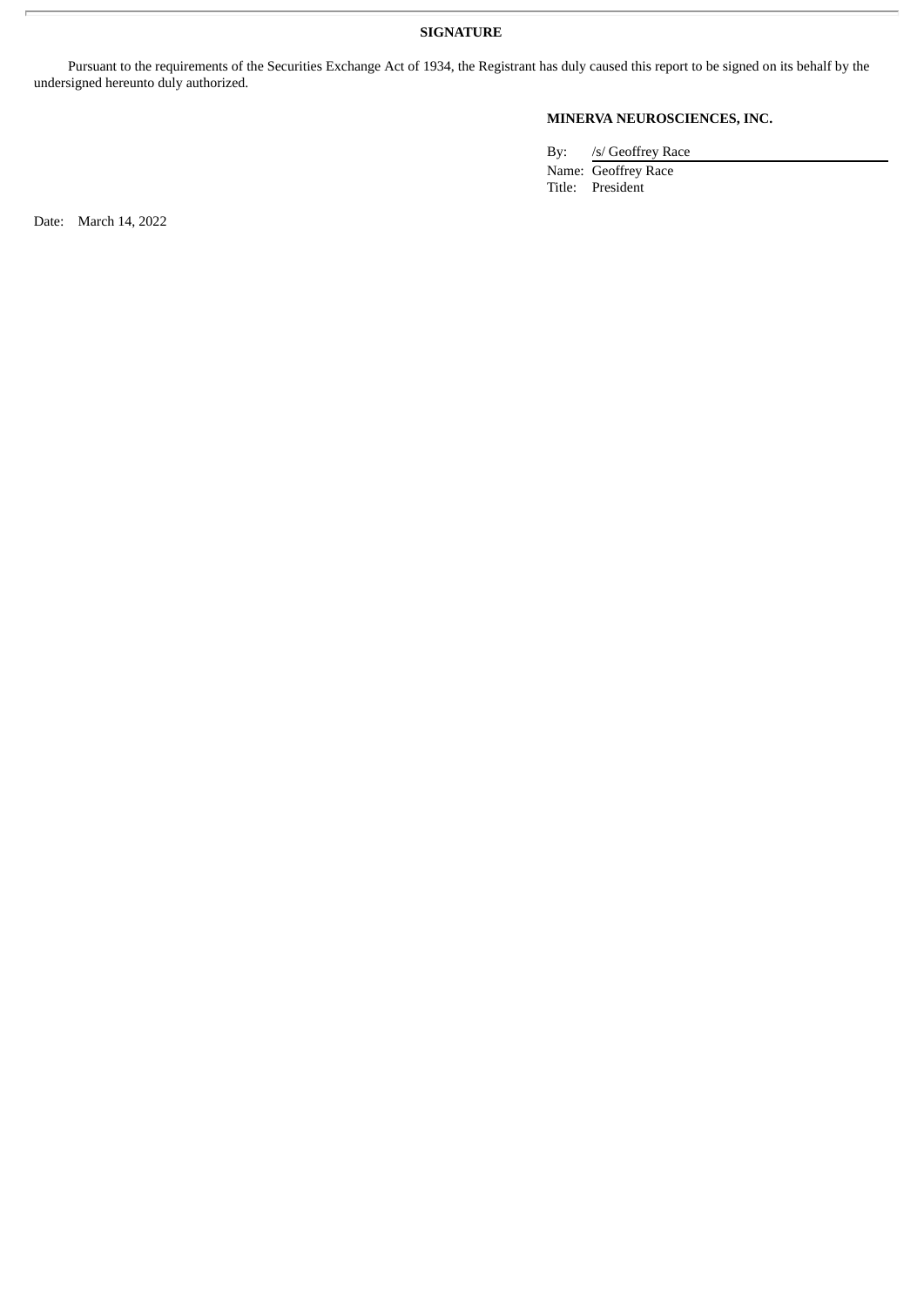## SIGNATURE

Pursuant to the requirements of the Securities Exchange Act of 1934, the Registrant has duly caused this report to be signed on its behalf by the undersigned hereunto duly authorized.

**MINERVA NEUROSCIENCES, INC.**

By: /s/ Geoffrey Race

Name: Geoffrey Race

Title: President

Date: March 14, 2022